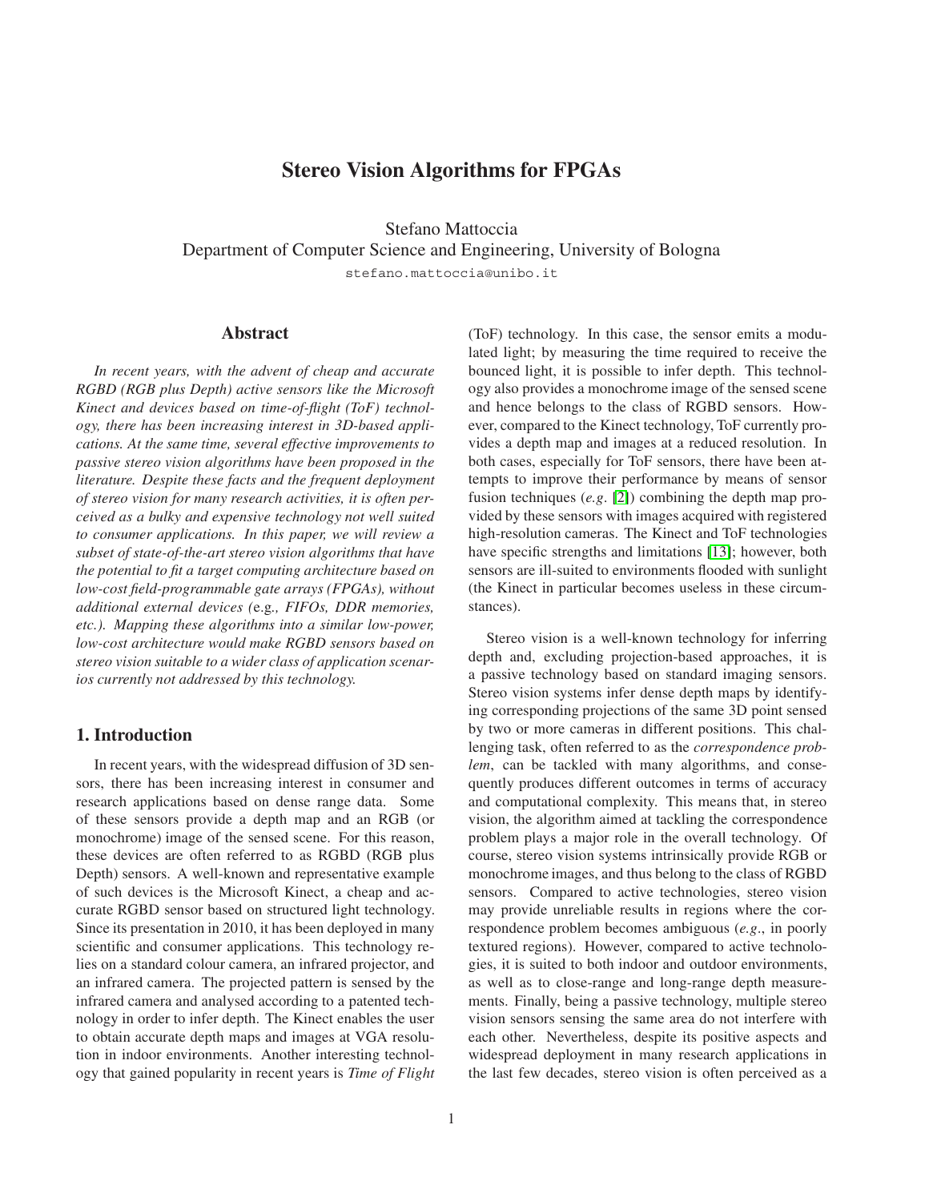# Stereo Vision Algorithms for FPGAs

Stefano Mattoccia
Department of Computer Science and Engineering, University of Bologna
stefano.mattoccia@unibo.it

## Abstract

*In recent years, with the advent of cheap and accurate RGBD (RGB plus Depth) active sensors like the Microsoft Kinect and devices based on time-of-flight (ToF) technology, there has been increasing interest in 3D-based applications. At the same time, several effective improvements to passive stereo vision algorithms have been proposed in the literature. Despite these facts and the frequent deployment of stereo vision for many research activities, it is often perceived as a bulky and expensive technology not well suited to consumer applications. In this paper, we will review a subset of state-of-the-art stereo vision algorithms that have the potential to fit a target computing architecture based on low-cost field-programmable gate arrays (FPGAs), without additional external devices (*e.g.*, FIFOs, DDR memories, etc.). Mapping these algorithms into a similar low-power, low-cost architecture would make RGBD sensors based on stereo vision suitable to a wider class of application scenarios currently not addressed by this technology.*

## 1. Introduction

In recent years, with the widespread diffusion of 3D sensors, there has been increasing interest in consumer and research applications based on dense range data. Some of these sensors provide a depth map and an RGB (or monochrome) image of the sensed scene. For this reason, these devices are often referred to as RGBD (RGB plus Depth) sensors. A well-known and representative example of such devices is the Microsoft Kinect, a cheap and accurate RGBD sensor based on structured light technology. Since its presentation in 2010, it has been deployed in many scientific and consumer applications. This technology relies on a standard colour camera, an infrared projector, and an infrared camera. The projected pattern is sensed by the infrared camera and analysed according to a patented technology in order to infer depth. The Kinect enables the user to obtain accurate depth maps and images at VGA resolution in indoor environments. Another interesting technology that gained popularity in recent years is *Time of Flight* (ToF) technology. In this case, the sensor emits a modulated light; by measuring the time required to receive the bounced light, it is possible to infer depth. This technology also provides a monochrome image of the sensed scene and hence belongs to the class of RGBD sensors. However, compared to the Kinect technology, ToF currently provides a depth map and images at a reduced resolution. In both cases, especially for ToF sensors, there have been attempts to improve their performance by means of sensor fusion techniques (*e.g*. [2]) combining the depth map provided by these sensors with images acquired with registered high-resolution cameras. The Kinect and ToF technologies have specific strengths and limitations [13]; however, both sensors are ill-suited to environments flooded with sunlight (the Kinect in particular becomes useless in these circumstances).

Stereo vision is a well-known technology for inferring depth and, excluding projection-based approaches, it is a passive technology based on standard imaging sensors. Stereo vision systems infer dense depth maps by identifying corresponding projections of the same 3D point sensed by two or more cameras in different positions. This challenging task, often referred to as the *correspondence problem*, can be tackled with many algorithms, and consequently produces different outcomes in terms of accuracy and computational complexity. This means that, in stereo vision, the algorithm aimed at tackling the correspondence problem plays a major role in the overall technology. Of course, stereo vision systems intrinsically provide RGB or monochrome images, and thus belong to the class of RGBD sensors. Compared to active technologies, stereo vision may provide unreliable results in regions where the correspondence problem becomes ambiguous (*e.g*., in poorly textured regions). However, compared to active technologies, it is suited to both indoor and outdoor environments, as well as to close-range and long-range depth measurements. Finally, being a passive technology, multiple stereo vision sensors sensing the same area do not interfere with each other. Nevertheless, despite its positive aspects and widespread deployment in many research applications in the last few decades, stereo vision is often perceived as a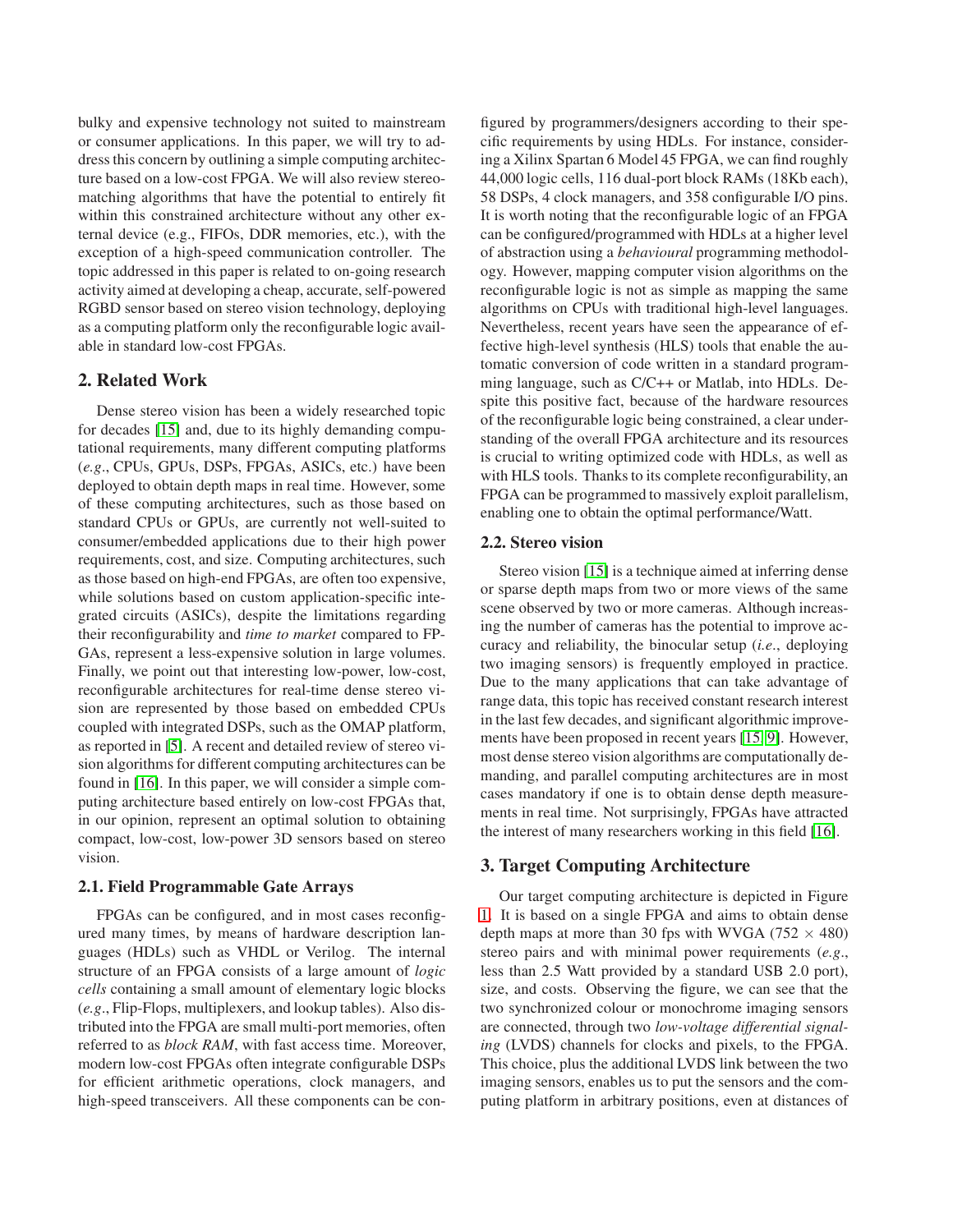bulky and expensive technology not suited to mainstream or consumer applications. In this paper, we will try to address this concern by outlining a simple computing architecture based on a low-cost FPGA. We will also review stereo-matching algorithms that have the potential to entirely fit within this constrained architecture without any other external device (e.g., FIFOs, DDR memories, etc.), with the exception of a high-speed communication controller. The topic addressed in this paper is related to on-going research activity aimed at developing a cheap, accurate, self-powered RGBD sensor based on stereo vision technology, deploying as a computing platform only the reconfigurable logic available in standard low-cost FPGAs.

## 2. Related Work

Dense stereo vision has been a widely researched topic for decades [15] and, due to its highly demanding computational requirements, many different computing platforms (*e.g.*, CPUs, GPUs, DSPs, FPGAs, ASICs, etc.) have been deployed to obtain depth maps in real time. However, some of these computing architectures, such as those based on standard CPUs or GPUs, are currently not well-suited to consumer/embedded applications due to their high power requirements, cost, and size. Computing architectures, such as those based on high-end FPGAs, are often too expensive, while solutions based on custom application-specific integrated circuits (ASICs), despite the limitations regarding their reconfigurability and *time to market* compared to FPGAs, represent a less-expensive solution in large volumes. Finally, we point out that interesting low-power, low-cost, reconfigurable architectures for real-time dense stereo vision are represented by those based on embedded CPUs coupled with integrated DSPs, such as the OMAP platform, as reported in [5]. A recent and detailed review of stereo vision algorithms for different computing architectures can be found in [16]. In this paper, we will consider a simple computing architecture based entirely on low-cost FPGAs that, in our opinion, represent an optimal solution to obtaining compact, low-cost, low-power 3D sensors based on stereo vision.

### 2.1. Field Programmable Gate Arrays

FPGAs can be configured, and in most cases reconfigured many times, by means of hardware description languages (HDLs) such as VHDL or Verilog. The internal structure of an FPGA consists of a large amount of *logic cells* containing a small amount of elementary logic blocks (*e.g.*, Flip-Flops, multiplexers, and lookup tables). Also distributed into the FPGA are small multi-port memories, often referred to as *block RAM*, with fast access time. Moreover, modern low-cost FPGAs often integrate configurable DSPs for efficient arithmetic operations, clock managers, and high-speed transceivers. All these components can be configured by programmers/designers according to their specific requirements by using HDLs. For instance, considering a Xilinx Spartan 6 Model 45 FPGA, we can find roughly 44,000 logic cells, 116 dual-port block RAMs (18Kb each), 58 DSPs, 4 clock managers, and 358 configurable I/O pins. It is worth noting that the reconfigurable logic of an FPGA can be configured/programmed with HDLs at a higher level of abstraction using a *behavioural* programming methodology. However, mapping computer vision algorithms on the reconfigurable logic is not as simple as mapping the same algorithms on CPUs with traditional high-level languages. Nevertheless, recent years have seen the appearance of effective high-level synthesis (HLS) tools that enable the automatic conversion of code written in a standard programming language, such as C/C++ or Matlab, into HDLs. Despite this positive fact, because of the hardware resources of the reconfigurable logic being constrained, a clear understanding of the overall FPGA architecture and its resources is crucial to writing optimized code with HDLs, as well as with HLS tools. Thanks to its complete reconfigurability, an FPGA can be programmed to massively exploit parallelism, enabling one to obtain the optimal performance/Watt.

### 2.2. Stereo vision

Stereo vision [15] is a technique aimed at inferring dense or sparse depth maps from two or more views of the same scene observed by two or more cameras. Although increasing the number of cameras has the potential to improve accuracy and reliability, the binocular setup (*i.e.*, deploying two imaging sensors) is frequently employed in practice. Due to the many applications that can take advantage of range data, this topic has received constant research interest in the last few decades, and significant algorithmic improvements have been proposed in recent years [15, 9]. However, most dense stereo vision algorithms are computationally demanding, and parallel computing architectures are in most cases mandatory if one is to obtain dense depth measurements in real time. Not surprisingly, FPGAs have attracted the interest of many researchers working in this field [16].

## 3. Target Computing Architecture

Our target computing architecture is depicted in Figure 1. It is based on a single FPGA and aims to obtain dense depth maps at more than 30 fps with WVGA ($752 \times 480$) stereo pairs and with minimal power requirements (*e.g.*, less than 2.5 Watt provided by a standard USB 2.0 port), size, and costs. Observing the figure, we can see that the two synchronized colour or monochrome imaging sensors are connected, through two *low-voltage differential signaling* (LVDS) channels for clocks and pixels, to the FPGA. This choice, plus the additional LVDS link between the two imaging sensors, enables us to put the sensors and the computing platform in arbitrary positions, even at distances of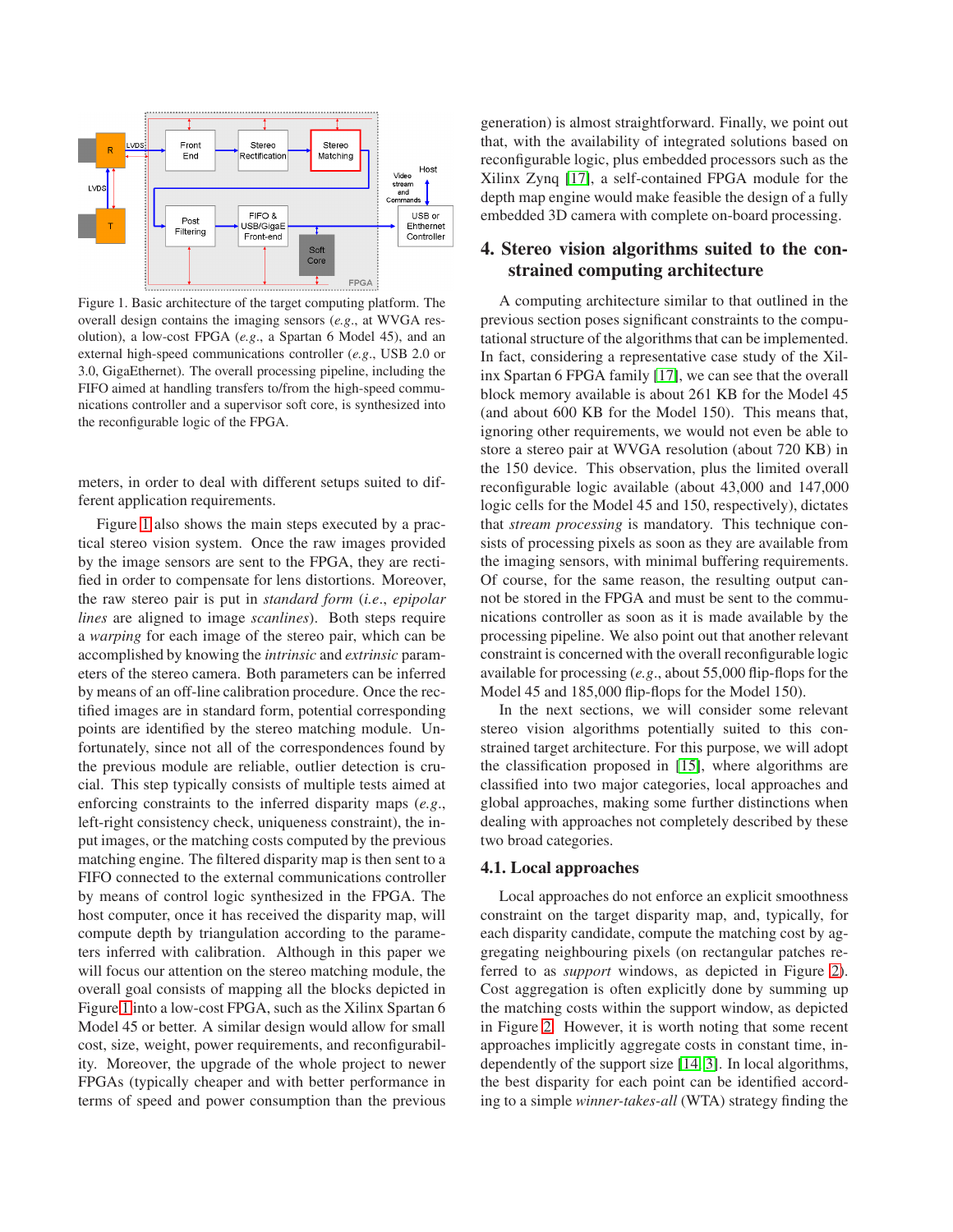Figure 1. Basic architecture of the target computing platform. The overall design contains the imaging sensors (*e.g.*, at WVGA resolution), a low-cost FPGA (*e.g.*, a Spartan 6 Model 45), and an external high-speed communications controller (*e.g.*, USB 2.0 or 3.0, GigaEthernet). The overall processing pipeline, including the FIFO aimed at handling transfers to/from the high-speed communications controller and a supervisor soft core, is synthesized into the reconfigurable logic of the FPGA.

meters, in order to deal with different setups suited to different application requirements.

Figure 1 also shows the main steps executed by a practical stereo vision system. Once the raw images provided by the image sensors are sent to the FPGA, they are rectified in order to compensate for lens distortions. Moreover, the raw stereo pair is put in *standard form* (*i.e.*, *epipolar lines* are aligned to image *scanlines*). Both steps require a *warping* for each image of the stereo pair, which can be accomplished by knowing the *intrinsic* and *extrinsic* parameters of the stereo camera. Both parameters can be inferred by means of an off-line calibration procedure. Once the rectified images are in standard form, potential corresponding points are identified by the stereo matching module. Unfortunately, since not all of the correspondences found by the previous module are reliable, outlier detection is crucial. This step typically consists of multiple tests aimed at enforcing constraints to the inferred disparity maps (*e.g.*, left-right consistency check, uniqueness constraint), the input images, or the matching costs computed by the previous matching engine. The filtered disparity map is then sent to a FIFO connected to the external communications controller by means of control logic synthesized in the FPGA. The host computer, once it has received the disparity map, will compute depth by triangulation according to the parameters inferred with calibration. Although in this paper we will focus our attention on the stereo matching module, the overall goal consists of mapping all the blocks depicted in Figure 1 into a low-cost FPGA, such as the Xilinx Spartan 6 Model 45 or better. A similar design would allow for small cost, size, weight, power requirements, and reconfigurability. Moreover, the upgrade of the whole project to newer FPGAs (typically cheaper and with better performance in terms of speed and power consumption than the previous generation) is almost straightforward. Finally, we point out that, with the availability of integrated solutions based on reconfigurable logic, plus embedded processors such as the Xilinx Zynq [17], a self-contained FPGA module for the depth map engine would make feasible the design of a fully embedded 3D camera with complete on-board processing.

## 4. Stereo vision algorithms suited to the constrained computing architecture

A computing architecture similar to that outlined in the previous section poses significant constraints to the computational structure of the algorithms that can be implemented. In fact, considering a representative case study of the Xilinx Spartan 6 FPGA family [17], we can see that the overall block memory available is about 261 KB for the Model 45 (and about 600 KB for the Model 150). This means that, ignoring other requirements, we would not even be able to store a stereo pair at WVGA resolution (about 720 KB) in the 150 device. This observation, plus the limited overall reconfigurable logic available (about 43,000 and 147,000 logic cells for the Model 45 and 150, respectively), dictates that *stream processing* is mandatory. This technique consists of processing pixels as soon as they are available from the imaging sensors, with minimal buffering requirements. Of course, for the same reason, the resulting output cannot be stored in the FPGA and must be sent to the communications controller as soon as it is made available by the processing pipeline. We also point out that another relevant constraint is concerned with the overall reconfigurable logic available for processing (*e.g.*, about 55,000 flip-flops for the Model 45 and 185,000 flip-flops for the Model 150).

In the next sections, we will consider some relevant stereo vision algorithms potentially suited to this constrained target architecture. For this purpose, we will adopt the classification proposed in [15], where algorithms are classified into two major categories, local approaches and global approaches, making some further distinctions when dealing with approaches not completely described by these two broad categories.

### 4.1. Local approaches

Local approaches do not enforce an explicit smoothness constraint on the target disparity map, and, typically, for each disparity candidate, compute the matching cost by aggregating neighbouring pixels (on rectangular patches referred to as *support* windows, as depicted in Figure 2). Cost aggregation is often explicitly done by summing up the matching costs within the support window, as depicted in Figure 2. However, it is worth noting that some recent approaches implicitly aggregate costs in constant time, independently of the support size [14, 3]. In local algorithms, the best disparity for each point can be identified according to a simple *winner-takes-all* (WTA) strategy finding the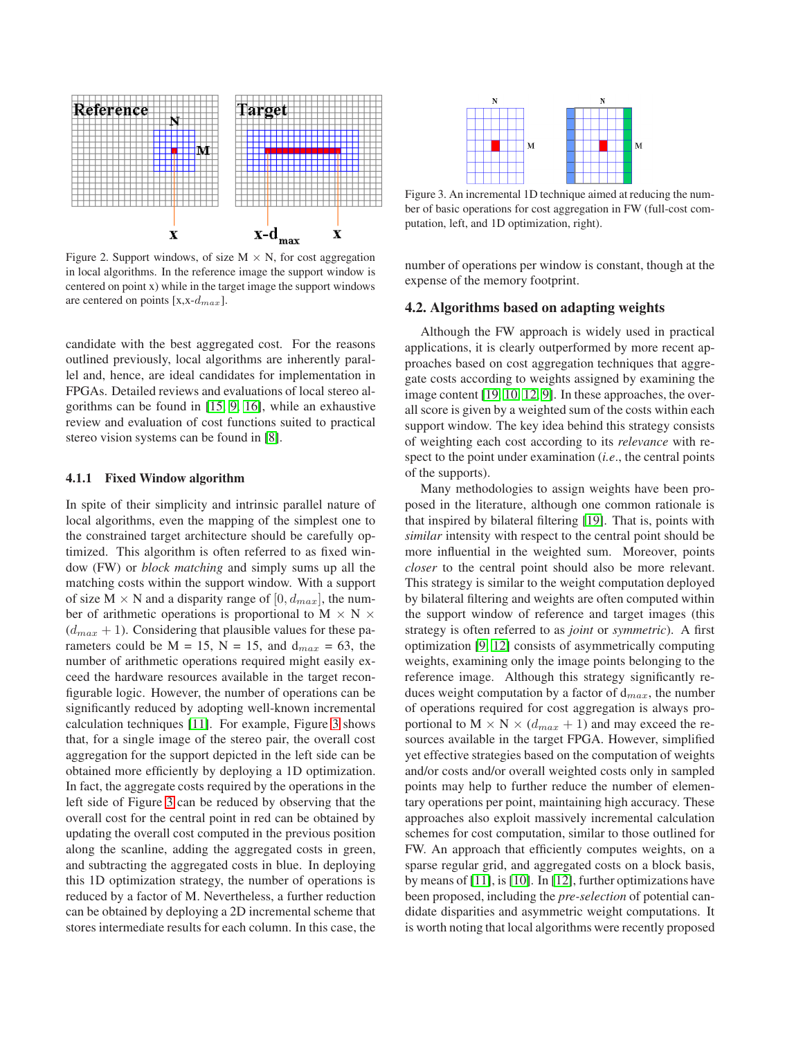Figure 2. Support windows, of size M × N, for cost aggregation in local algorithms. In the reference image the support window is centered on point x) while in the target image the support windows are centered on points [x,x-$d_{max}$].

candidate with the best aggregated cost. For the reasons outlined previously, local algorithms are inherently parallel and, hence, are ideal candidates for implementation in FPGAs. Detailed reviews and evaluations of local stereo algorithms can be found in [15, 9, 16], while an exhaustive review and evaluation of cost functions suited to practical stereo vision systems can be found in [8].

#### 4.1.1 Fixed Window algorithm

In spite of their simplicity and intrinsic parallel nature of local algorithms, even the mapping of the simplest one to the constrained target architecture should be carefully optimized. This algorithm is often referred to as fixed window (FW) or *block matching* and simply sums up all the matching costs within the support window. With a support of size M × N and a disparity range of $[0, d_{max}]$, the number of arithmetic operations is proportional to M × N × $(d_{max} + 1)$. Considering that plausible values for these parameters could be M = 15, N = 15, and $d_{max}$ = 63, the number of arithmetic operations required might easily exceed the hardware resources available in the target reconfigurable logic. However, the number of operations can be significantly reduced by adopting well-known incremental calculation techniques [11]. For example, Figure 3 shows that, for a single image of the stereo pair, the overall cost aggregation for the support depicted in the left side can be obtained more efficiently by deploying a 1D optimization. In fact, the aggregate costs required by the operations in the left side of Figure 3 can be reduced by observing that the overall cost for the central point in red can be obtained by updating the overall cost computed in the previous position along the scanline, adding the aggregated costs in green, and subtracting the aggregated costs in blue. In deploying this 1D optimization strategy, the number of operations is reduced by a factor of M. Nevertheless, a further reduction can be obtained by deploying a 2D incremental scheme that stores intermediate results for each column. In this case, the number of operations per window is constant, though at the expense of the memory footprint.

Figure 3. An incremental 1D technique aimed at reducing the number of basic operations for cost aggregation in FW (full-cost computation, left, and 1D optimization, right).

### 4.2. Algorithms based on adapting weights

Although the FW approach is widely used in practical applications, it is clearly outperformed by more recent approaches based on cost aggregation techniques that aggregate costs according to weights assigned by examining the image content [19, 10, 12, 9]. In these approaches, the overall score is given by a weighted sum of the costs within each support window. The key idea behind this strategy consists of weighting each cost according to its *relevance* with respect to the point under examination (*i.e.*, the central points of the supports).

Many methodologies to assign weights have been proposed in the literature, although one common rationale is that inspired by bilateral filtering [19]. That is, points with *similar* intensity with respect to the central point should be more influential in the weighted sum. Moreover, points *closer* to the central point should also be more relevant. This strategy is similar to the weight computation deployed by bilateral filtering and weights are often computed within the support window of reference and target images (this strategy is often referred to as *joint* or *symmetric*). A first optimization [9, 12] consists of asymmetrically computing weights, examining only the image points belonging to the reference image. Although this strategy significantly reduces weight computation by a factor of $d_{max}$, the number of operations required for cost aggregation is always proportional to M × N × $(d_{max} + 1)$ and may exceed the resources available in the target FPGA. However, simplified yet effective strategies based on the computation of weights and/or costs and/or overall weighted costs only in sampled points may help to further reduce the number of elementary operations per point, maintaining high accuracy. These approaches also exploit massively incremental calculation schemes for cost computation, similar to those outlined for FW. An approach that efficiently computes weights, on a sparse regular grid, and aggregated costs on a block basis, by means of [11], is [10]. In [12], further optimizations have been proposed, including the *pre-selection* of potential candidate disparities and asymmetric weight computations. It is worth noting that local algorithms were recently proposed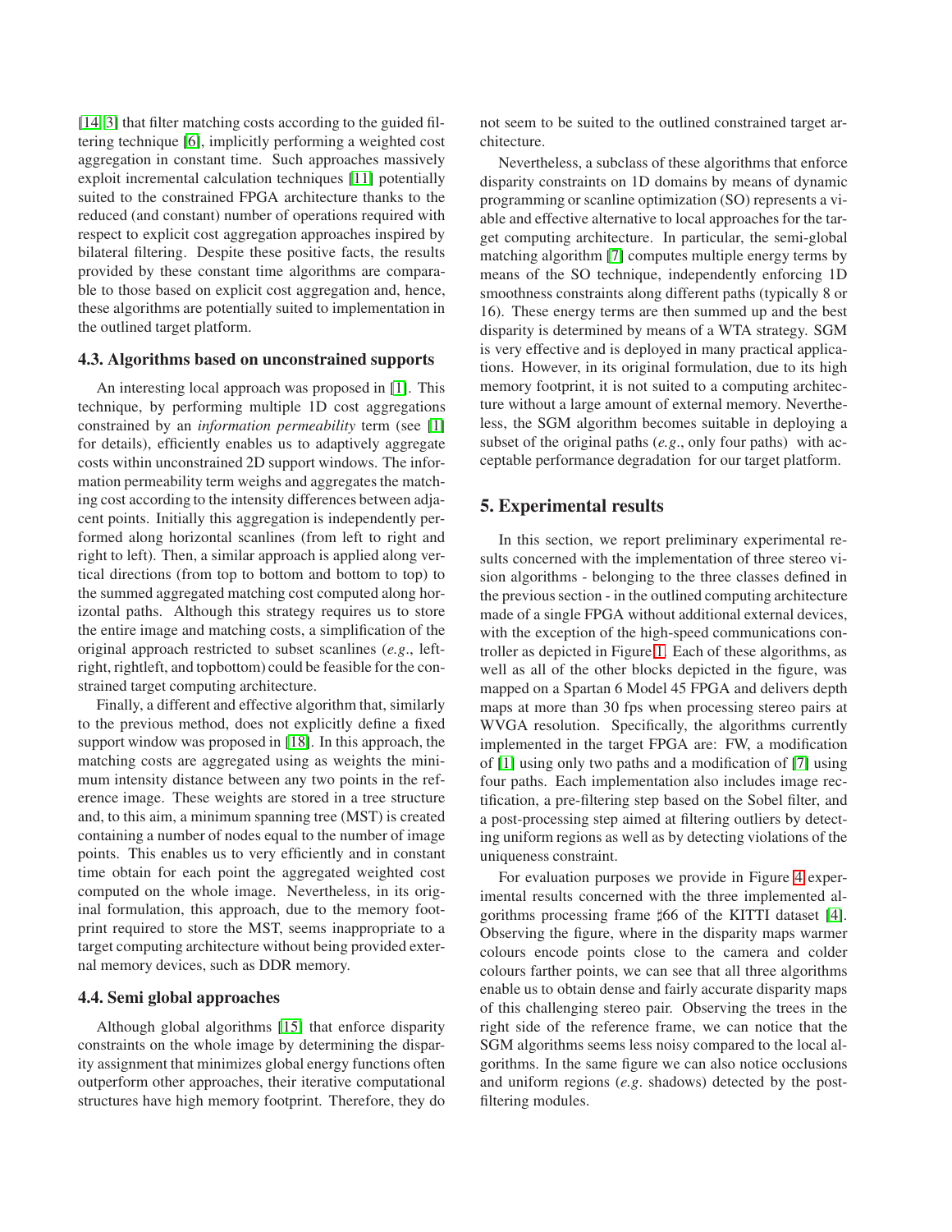[14, 3] that filter matching costs according to the guided filtering technique [6], implicitly performing a weighted cost aggregation in constant time. Such approaches massively exploit incremental calculation techniques [11] potentially suited to the constrained FPGA architecture thanks to the reduced (and constant) number of operations required with respect to explicit cost aggregation approaches inspired by bilateral filtering. Despite these positive facts, the results provided by these constant time algorithms are comparable to those based on explicit cost aggregation and, hence, these algorithms are potentially suited to implementation in the outlined target platform.

### 4.3. Algorithms based on unconstrained supports

An interesting local approach was proposed in [1]. This technique, by performing multiple 1D cost aggregations constrained by an *information permeability* term (see [1] for details), efficiently enables us to adaptively aggregate costs within unconstrained 2D support windows. The information permeability term weighs and aggregates the matching cost according to the intensity differences between adjacent points. Initially this aggregation is independently performed along horizontal scanlines (from left to right and right to left). Then, a similar approach is applied along vertical directions (from top to bottom and bottom to top) to the summed aggregated matching cost computed along horizontal paths. Although this strategy requires us to store the entire image and matching costs, a simplification of the original approach restricted to subset scanlines (*e.g.*, leftright, rightleft, and topbottom) could be feasible for the constrained target computing architecture.

Finally, a different and effective algorithm that, similarly to the previous method, does not explicitly define a fixed support window was proposed in [18]. In this approach, the matching costs are aggregated using as weights the minimum intensity distance between any two points in the reference image. These weights are stored in a tree structure and, to this aim, a minimum spanning tree (MST) is created containing a number of nodes equal to the number of image points. This enables us to very efficiently and in constant time obtain for each point the aggregated weighted cost computed on the whole image. Nevertheless, in its original formulation, this approach, due to the memory footprint required to store the MST, seems inappropriate to a target computing architecture without being provided external memory devices, such as DDR memory.

### 4.4. Semi global approaches

Although global algorithms [15] that enforce disparity constraints on the whole image by determining the disparity assignment that minimizes global energy functions often outperform other approaches, their iterative computational structures have high memory footprint. Therefore, they do not seem to be suited to the outlined constrained target architecture.

Nevertheless, a subclass of these algorithms that enforce disparity constraints on 1D domains by means of dynamic programming or scanline optimization (SO) represents a viable and effective alternative to local approaches for the target computing architecture. In particular, the semi-global matching algorithm [7] computes multiple energy terms by means of the SO technique, independently enforcing 1D smoothness constraints along different paths (typically 8 or 16). These energy terms are then summed up and the best disparity is determined by means of a WTA strategy. SGM is very effective and is deployed in many practical applications. However, in its original formulation, due to its high memory footprint, it is not suited to a computing architecture without a large amount of external memory. Nevertheless, the SGM algorithm becomes suitable in deploying a subset of the original paths (*e.g.*, only four paths) with acceptable performance degradation for our target platform.

## 5. Experimental results

In this section, we report preliminary experimental results concerned with the implementation of three stereo vision algorithms - belonging to the three classes defined in the previous section - in the outlined computing architecture made of a single FPGA without additional external devices, with the exception of the high-speed communications controller as depicted in Figure 1. Each of these algorithms, as well as all of the other blocks depicted in the figure, was mapped on a Spartan 6 Model 45 FPGA and delivers depth maps at more than 30 fps when processing stereo pairs at WVGA resolution. Specifically, the algorithms currently implemented in the target FPGA are: FW, a modification of [1] using only two paths and a modification of [7] using four paths. Each implementation also includes image rectification, a pre-filtering step based on the Sobel filter, and a post-processing step aimed at filtering outliers by detecting uniform regions as well as by detecting violations of the uniqueness constraint.

For evaluation purposes we provide in Figure 4 experimental results concerned with the three implemented algorithms processing frame ♯66 of the KITTI dataset [4]. Observing the figure, where in the disparity maps warmer colours encode points close to the camera and colder colours farther points, we can see that all three algorithms enable us to obtain dense and fairly accurate disparity maps of this challenging stereo pair. Observing the trees in the right side of the reference frame, we can notice that the SGM algorithms seems less noisy compared to the local algorithms. In the same figure we can also notice occlusions and uniform regions (*e.g*. shadows) detected by the post-filtering modules.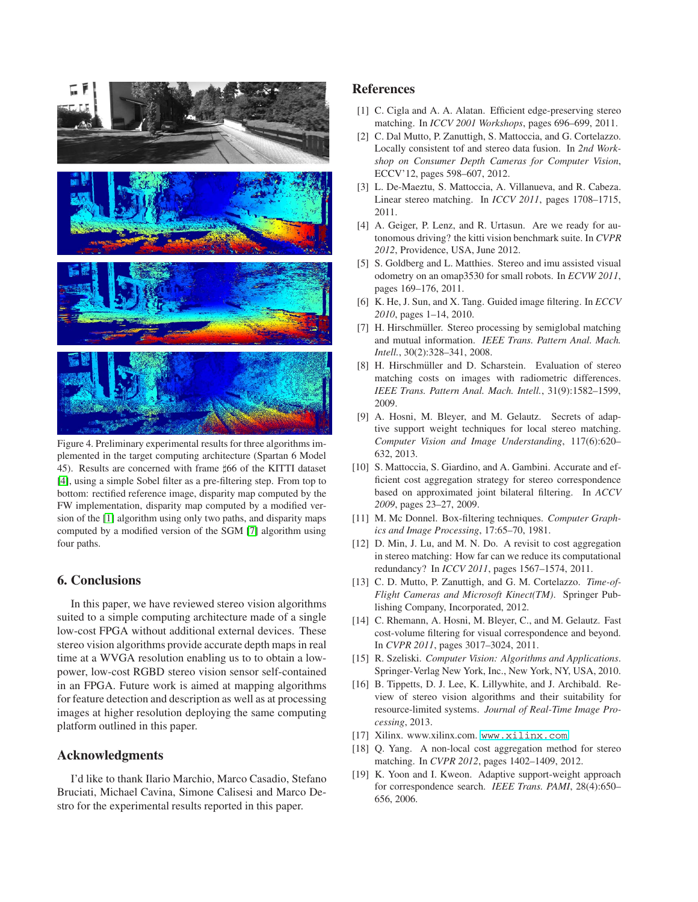Figure 4. Preliminary experimental results for three algorithms implemented in the target computing architecture (Spartan 6 Model 45). Results are concerned with frame ♯66 of the KITTI dataset [4], using a simple Sobel filter as a pre-filtering step. From top to bottom: rectified reference image, disparity map computed by the FW implementation, disparity map computed by a modified version of the [1] algorithm using only two paths, and disparity maps computed by a modified version of the SGM [7] algorithm using four paths.

## 6. Conclusions

In this paper, we have reviewed stereo vision algorithms suited to a simple computing architecture made of a single low-cost FPGA without additional external devices. These stereo vision algorithms provide accurate depth maps in real time at a WVGA resolution enabling us to to obtain a low-power, low-cost RGBD stereo vision sensor self-contained in an FPGA. Future work is aimed at mapping algorithms for feature detection and description as well as at processing images at higher resolution deploying the same computing platform outlined in this paper.

## Acknowledgments

I'd like to thank Ilario Marchio, Marco Casadio, Stefano Bruciati, Michael Cavina, Simone Calisesi and Marco Destro for the experimental results reported in this paper.

## References

[1] C. Cigla and A. A. Alatan. Efficient edge-preserving stereo matching. In *ICCV 2001 Workshops*, pages 696–699, 2011.

[2] C. Dal Mutto, P. Zanuttigh, S. Mattoccia, and G. Cortelazzo. Locally consistent tof and stereo data fusion. In *2nd Workshop on Consumer Depth Cameras for Computer Vision*, ECCV'12, pages 598–607, 2012.

[3] L. De-Maeztu, S. Mattoccia, A. Villanueva, and R. Cabeza. Linear stereo matching. In *ICCV 2011*, pages 1708–1715, 2011.

[4] A. Geiger, P. Lenz, and R. Urtasun. Are we ready for autonomous driving? the kitti vision benchmark suite. In *CVPR 2012*, Providence, USA, June 2012.

[5] S. Goldberg and L. Matthies. Stereo and imu assisted visual odometry on an omap3530 for small robots. In *ECVW 2011*, pages 169–176, 2011.

[6] K. He, J. Sun, and X. Tang. Guided image filtering. In *ECCV 2010*, pages 1–14, 2010.

[7] H. Hirschmüller. Stereo processing by semiglobal matching and mutual information. *IEEE Trans. Pattern Anal. Mach. Intell.*, 30(2):328–341, 2008.

[8] H. Hirschmüller and D. Scharstein. Evaluation of stereo matching costs on images with radiometric differences. *IEEE Trans. Pattern Anal. Mach. Intell.*, 31(9):1582–1599, 2009.

[9] A. Hosni, M. Bleyer, and M. Gelautz. Secrets of adaptive support weight techniques for local stereo matching. *Computer Vision and Image Understanding*, 117(6):620–632, 2013.

[10] S. Mattoccia, S. Giardino, and A. Gambini. Accurate and efficient cost aggregation strategy for stereo correspondence based on approximated joint bilateral filtering. In *ACCV 2009*, pages 23–27, 2009.

[11] M. Mc Donnel. Box-filtering techniques. *Computer Graphics and Image Processing*, 17:65–70, 1981.

[12] D. Min, J. Lu, and M. N. Do. A revisit to cost aggregation in stereo matching: How far can we reduce its computational redundancy? In *ICCV 2011*, pages 1567–1574, 2011.

[13] C. D. Mutto, P. Zanuttigh, and G. M. Cortelazzo. *Time-of-Flight Cameras and Microsoft Kinect(TM)*. Springer Publishing Company, Incorporated, 2012.

[14] C. Rhemann, A. Hosni, M. Bleyer, C., and M. Gelautz. Fast cost-volume filtering for visual correspondence and beyond. In *CVPR 2011*, pages 3017–3024, 2011.

[15] R. Szeliski. *Computer Vision: Algorithms and Applications*. Springer-Verlag New York, Inc., New York, NY, USA, 2010.

[16] B. Tippetts, D. J. Lee, K. Lillywhite, and J. Archibald. Review of stereo vision algorithms and their suitability for resource-limited systems. *Journal of Real-Time Image Processing*, 2013.

[17] Xilinx. www.xilinx.com. www.xilinx.com

[18] Q. Yang. A non-local cost aggregation method for stereo matching. In *CVPR 2012*, pages 1402–1409, 2012.

[19] K. Yoon and I. Kweon. Adaptive support-weight approach for correspondence search. *IEEE Trans. PAMI*, 28(4):650–656, 2006.